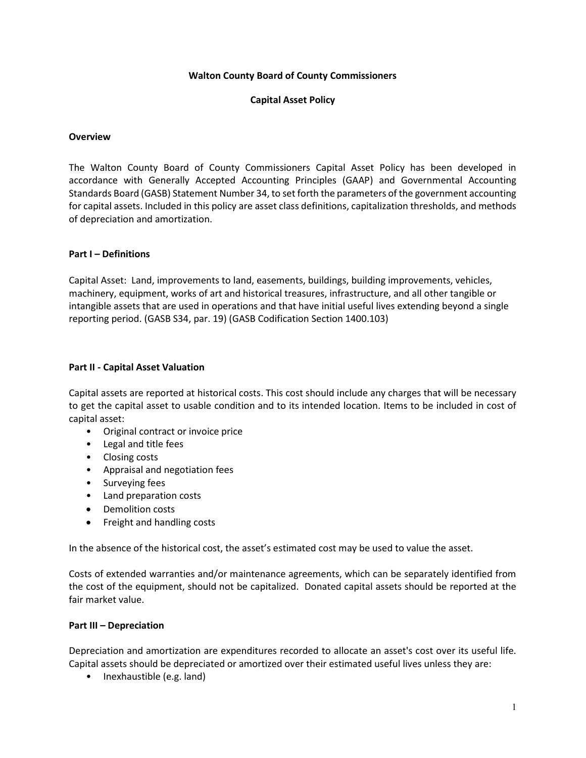# Walton County Board of County Commissioners

## Capital Asset Policy

### Overview

The Walton County Board of County Commissioners Capital Asset Policy has been developed in accordance with Generally Accepted Accounting Principles (GAAP) and Governmental Accounting Standards Board (GASB) Statement Number 34, to set forth the parameters of the government accounting for capital assets. Included in this policy are asset class definitions, capitalization thresholds, and methods of depreciation and amortization.

### Part I – Definitions

Capital Asset: Land, improvements to land, easements, buildings, building improvements, vehicles, machinery, equipment, works of art and historical treasures, infrastructure, and all other tangible or intangible assets that are used in operations and that have initial useful lives extending beyond a single reporting period. (GASB S34, par. 19) (GASB Codification Section 1400.103)

### Part II - Capital Asset Valuation

Capital assets are reported at historical costs. This cost should include any charges that will be necessary to get the capital asset to usable condition and to its intended location. Items to be included in cost of capital asset:

- Original contract or invoice price
- Legal and title fees
- Closing costs
- Appraisal and negotiation fees
- Surveying fees
- Land preparation costs
- Demolition costs
- Freight and handling costs

In the absence of the historical cost, the asset's estimated cost may be used to value the asset.

Costs of extended warranties and/or maintenance agreements, which can be separately identified from the cost of the equipment, should not be capitalized. Donated capital assets should be reported at the fair market value.

### Part III – Depreciation

Depreciation and amortization are expenditures recorded to allocate an asset's cost over its useful life. Capital assets should be depreciated or amortized over their estimated useful lives unless they are:

- Inexhaustible (e.g. land)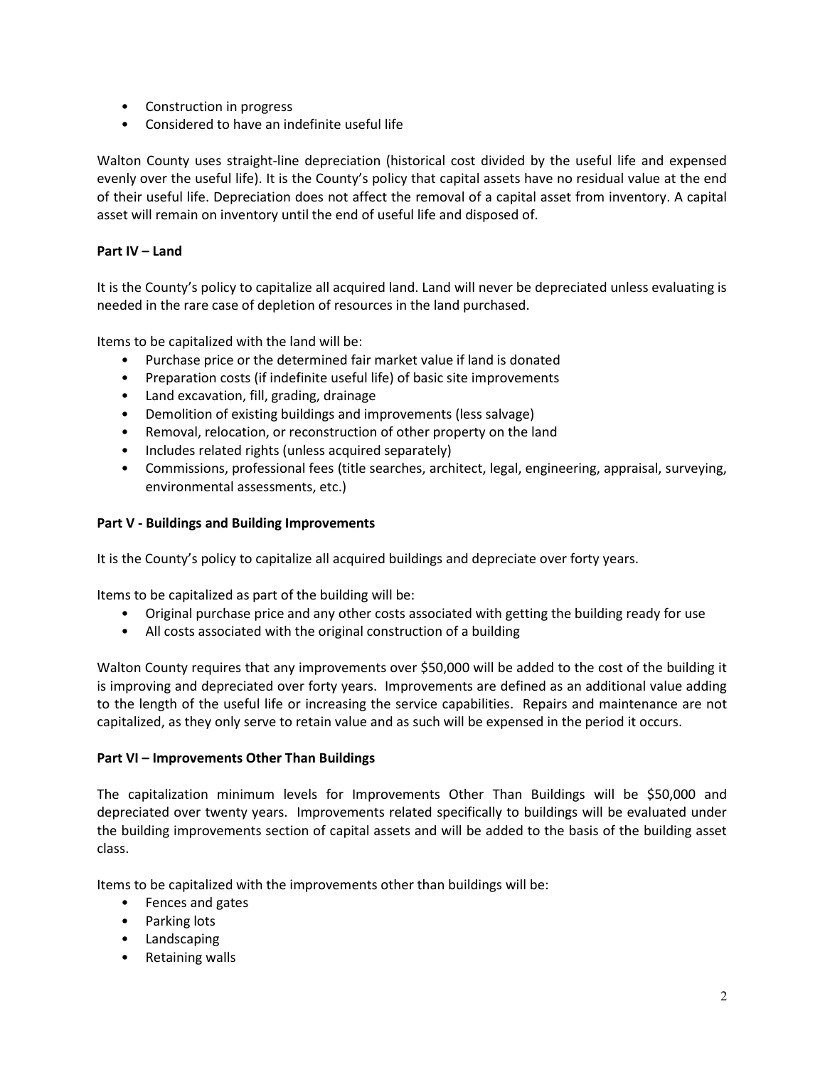- Construction in progress
- Considered to have an indefinite useful life

Walton County uses straight-line depreciation (historical cost divided by the useful life and expensed evenly over the useful life). It is the County's policy that capital assets have no residual value at the end of their useful life. Depreciation does not affect the removal of a capital asset from inventory. A capital asset will remain on inventory until the end of useful life and disposed of.

**Part IV – Land**

It is the County's policy to capitalize all acquired land. Land will never be depreciated unless evaluating is needed in the rare case of depletion of resources in the land purchased.

Items to be capitalized with the land will be:

- Purchase price or the determined fair market value if land is donated
- Preparation costs (if indefinite useful life) of basic site improvements
- Land excavation, fill, grading, drainage
- Demolition of existing buildings and improvements (less salvage)
- Removal, relocation, or reconstruction of other property on the land
- Includes related rights (unless acquired separately)
- Commissions, professional fees (title searches, architect, legal, engineering, appraisal, surveying, environmental assessments, etc.)

**Part V - Buildings and Building Improvements**

It is the County's policy to capitalize all acquired buildings and depreciate over forty years.

Items to be capitalized as part of the building will be:

- Original purchase price and any other costs associated with getting the building ready for use
- All costs associated with the original construction of a building

Walton County requires that any improvements over $50,000 will be added to the cost of the building it is improving and depreciated over forty years. Improvements are defined as an additional value adding to the length of the useful life or increasing the service capabilities. Repairs and maintenance are not capitalized, as they only serve to retain value and as such will be expensed in the period it occurs.

**Part VI – Improvements Other Than Buildings**

The capitalization minimum levels for Improvements Other Than Buildings will be $50,000 and depreciated over twenty years. Improvements related specifically to buildings will be evaluated under the building improvements section of capital assets and will be added to the basis of the building asset class.

Items to be capitalized with the improvements other than buildings will be:

- Fences and gates
- Parking lots
- Landscaping
- Retaining walls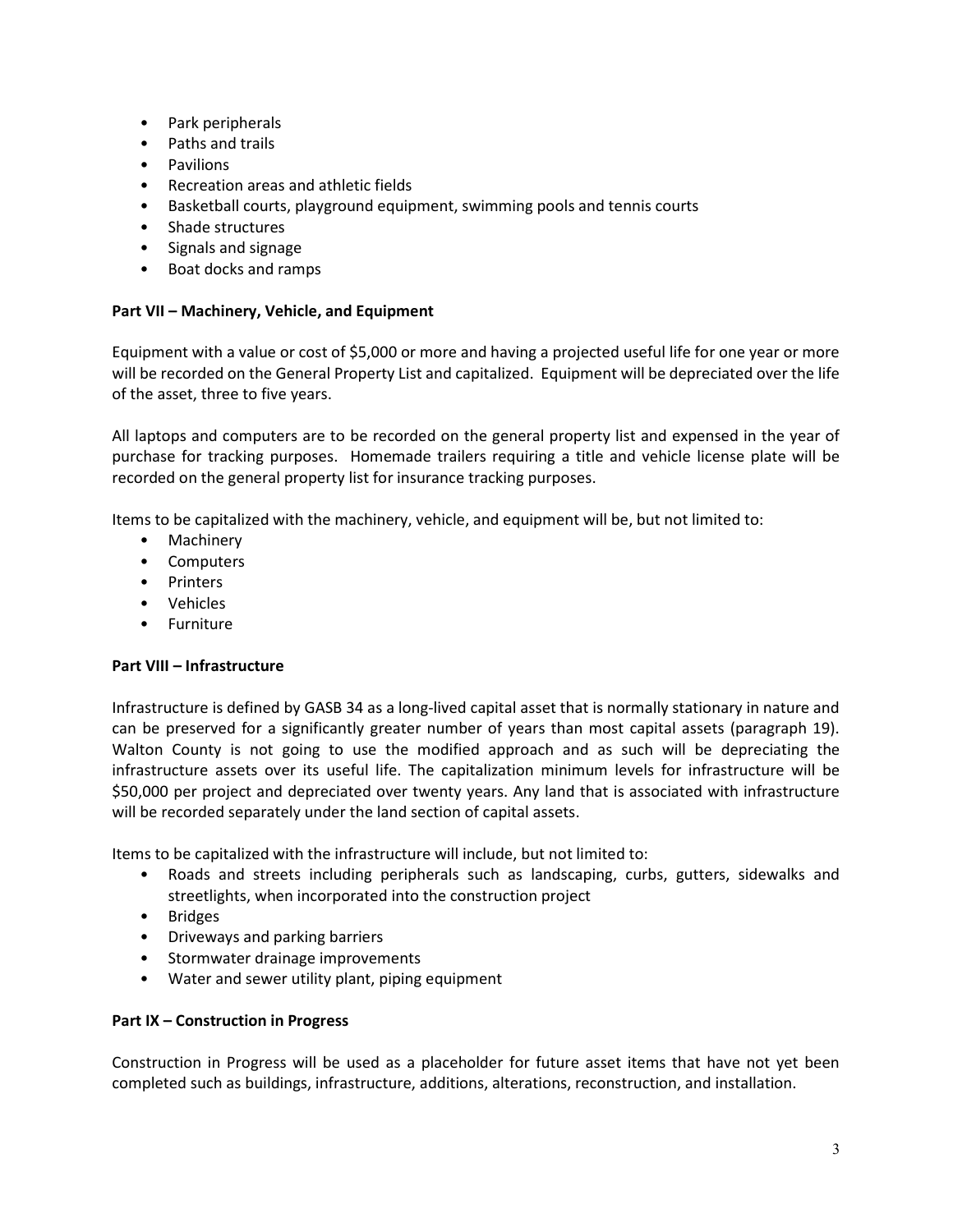- Park peripherals
- Paths and trails
- Pavilions
- Recreation areas and athletic fields
- Basketball courts, playground equipment, swimming pools and tennis courts
- Shade structures
- Signals and signage
- Boat docks and ramps

**Part VII – Machinery, Vehicle, and Equipment**

Equipment with a value or cost of $5,000 or more and having a projected useful life for one year or more will be recorded on the General Property List and capitalized. Equipment will be depreciated over the life of the asset, three to five years.

All laptops and computers are to be recorded on the general property list and expensed in the year of purchase for tracking purposes. Homemade trailers requiring a title and vehicle license plate will be recorded on the general property list for insurance tracking purposes.

Items to be capitalized with the machinery, vehicle, and equipment will be, but not limited to:

- Machinery
- Computers
- Printers
- Vehicles
- Furniture

**Part VIII – Infrastructure**

Infrastructure is defined by GASB 34 as a long-lived capital asset that is normally stationary in nature and can be preserved for a significantly greater number of years than most capital assets (paragraph 19). Walton County is not going to use the modified approach and as such will be depreciating the infrastructure assets over its useful life. The capitalization minimum levels for infrastructure will be $50,000 per project and depreciated over twenty years. Any land that is associated with infrastructure will be recorded separately under the land section of capital assets.

Items to be capitalized with the infrastructure will include, but not limited to:

- Roads and streets including peripherals such as landscaping, curbs, gutters, sidewalks and streetlights, when incorporated into the construction project
- Bridges
- Driveways and parking barriers
- Stormwater drainage improvements
- Water and sewer utility plant, piping equipment

**Part IX – Construction in Progress**

Construction in Progress will be used as a placeholder for future asset items that have not yet been completed such as buildings, infrastructure, additions, alterations, reconstruction, and installation.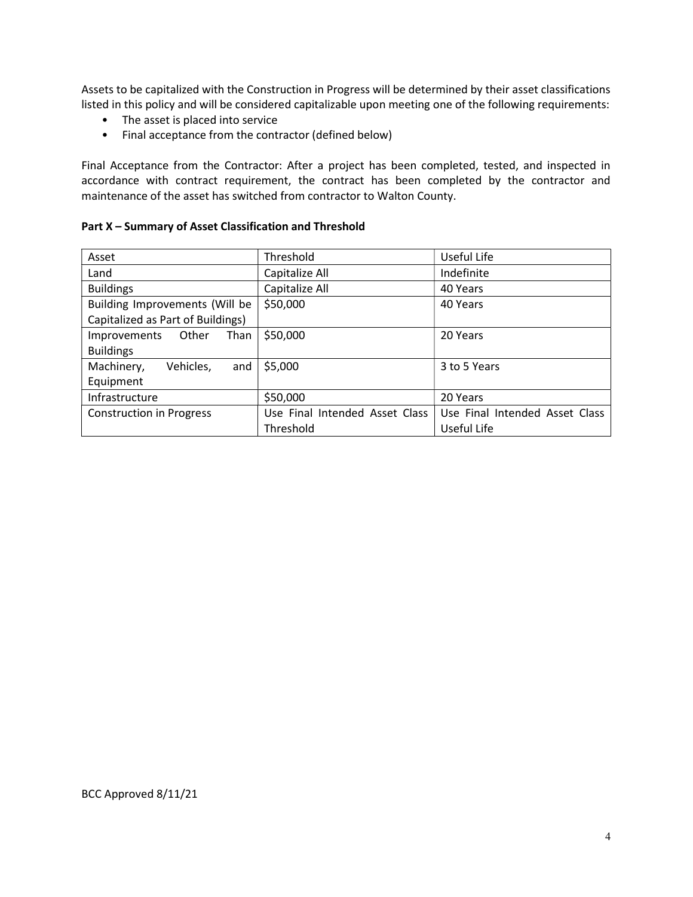Assets to be capitalized with the Construction in Progress will be determined by their asset classifications listed in this policy and will be considered capitalizable upon meeting one of the following requirements:

- The asset is placed into service
- Final acceptance from the contractor (defined below)

Final Acceptance from the Contractor: After a project has been completed, tested, and inspected in accordance with contract requirement, the contract has been completed by the contractor and maintenance of the asset has switched from contractor to Walton County.

**Part X – Summary of Asset Classification and Threshold**

| Asset | Threshold | Useful Life |
|---|---|---|
| Land | Capitalize All | Indefinite |
| Buildings | Capitalize All | 40 Years |
| Building Improvements (Will be Capitalized as Part of Buildings) | $50,000 | 40 Years |
| Improvements Other Than Buildings | $50,000 | 20 Years |
| Machinery, Vehicles, and Equipment | $5,000 | 3 to 5 Years |
| Infrastructure | $50,000 | 20 Years |
| Construction in Progress | Use Final Intended Asset Class Threshold | Use Final Intended Asset Class Useful Life |

BCC Approved 8/11/21